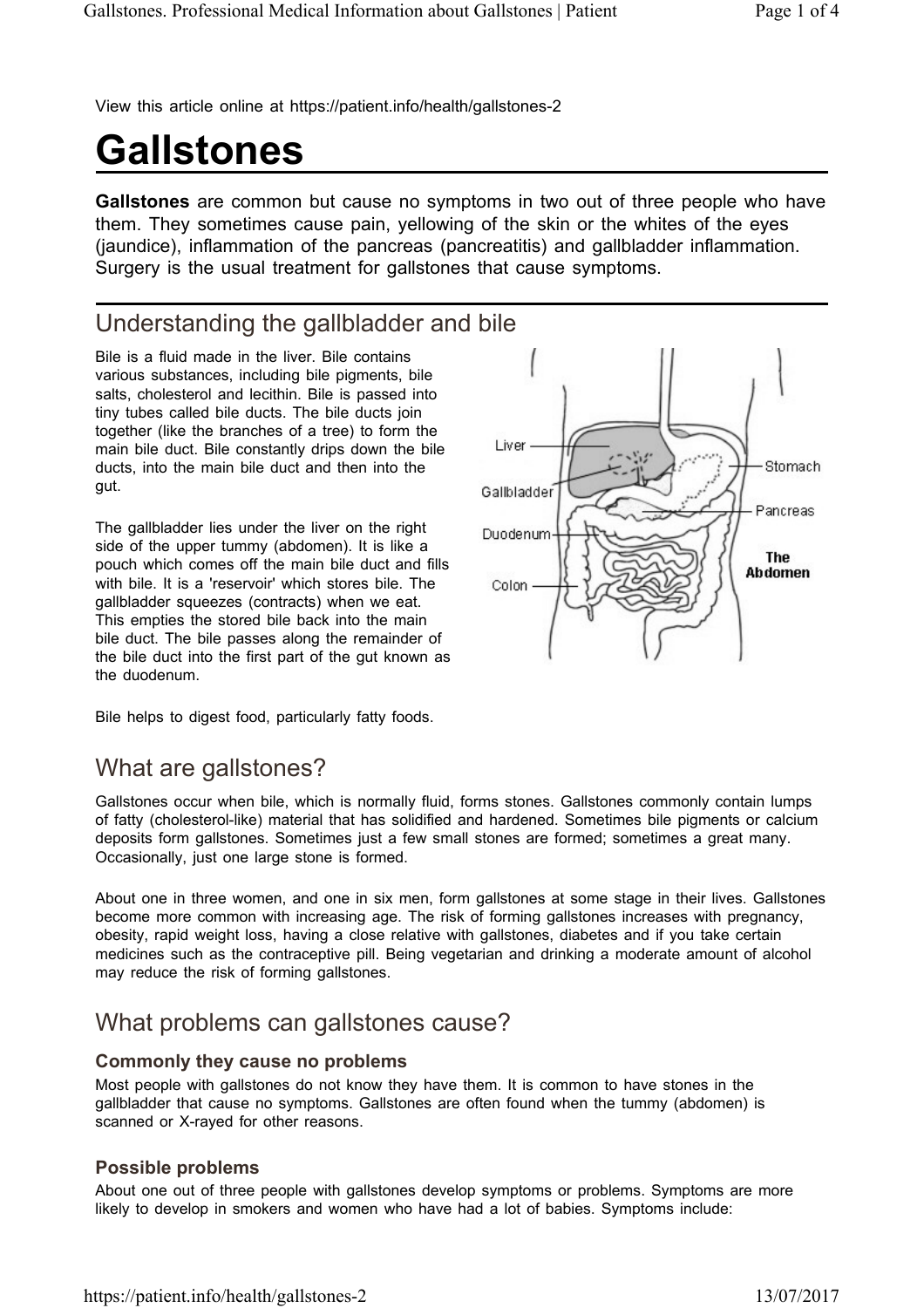View this article online at https://patient.info/health/gallstones-2

# Gallstones

**Gallstones** are common but cause no symptoms in two out of three people who have them. They sometimes cause pain, yellowing of the skin or the whites of the eyes (jaundice), inflammation of the pancreas (pancreatitis) and gallbladder inflammation. Surgery is the usual treatment for gallstones that cause symptoms.

## Understanding the gallbladder and bile

Bile is a fluid made in the liver. Bile contains various substances, including bile pigments, bile salts, cholesterol and lecithin. Bile is passed into tiny tubes called bile ducts. The bile ducts join together (like the branches of a tree) to form the main bile duct. Bile constantly drips down the bile ducts, into the main bile duct and then into the gut.

The gallbladder lies under the liver on the right side of the upper tummy (abdomen). It is like a pouch which comes off the main bile duct and fills with bile. It is a 'reservoir' which stores bile. The gallbladder squeezes (contracts) when we eat. This empties the stored bile back into the main bile duct. The bile passes along the remainder of the bile duct into the first part of the gut known as the duodenum.

Bile helps to digest food, particularly fatty foods.

## What are gallstones?

Gallstones occur when bile, which is normally fluid, forms stones. Gallstones commonly contain lumps of fatty (cholesterol-like) material that has solidified and hardened. Sometimes bile pigments or calcium deposits form gallstones. Sometimes just a few small stones are formed; sometimes a great many. Occasionally, just one large stone is formed.

About one in three women, and one in six men, form gallstones at some stage in their lives. Gallstones become more common with increasing age. The risk of forming gallstones increases with pregnancy, obesity, rapid weight loss, having a close relative with gallstones, diabetes and if you take certain medicines such as the contraceptive pill. Being vegetarian and drinking a moderate amount of alcohol may reduce the risk of forming gallstones.

## What problems can gallstones cause?

### Commonly they cause no problems

Most people with gallstones do not know they have them. It is common to have stones in the gallbladder that cause no symptoms. Gallstones are often found when the tummy (abdomen) is scanned or X-rayed for other reasons.

### Possible problems

About one out of three people with gallstones develop symptoms or problems. Symptoms are more likely to develop in smokers and women who have had a lot of babies. Symptoms include: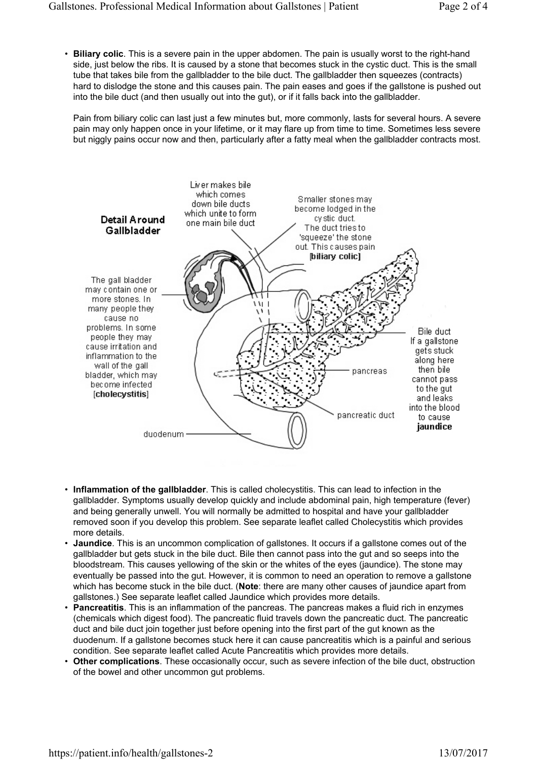- **Biliary colic**. This is a severe pain in the upper abdomen. The pain is usually worst to the right-hand side, just below the ribs. It is caused by a stone that becomes stuck in the cystic duct. This is the small tube that takes bile from the gallbladder to the bile duct. The gallbladder then squeezes (contracts) hard to dislodge the stone and this causes pain. The pain eases and goes if the gallstone is pushed out into the bile duct (and then usually out into the gut), or if it falls back into the gallbladder.

  Pain from biliary colic can last just a few minutes but, more commonly, lasts for several hours. A severe pain may only happen once in your lifetime, or it may flare up from time to time. Sometimes less severe but niggly pains occur now and then, particularly after a fatty meal when the gallbladder contracts most.

- **Inflammation of the gallbladder**. This is called cholecystitis. This can lead to infection in the gallbladder. Symptoms usually develop quickly and include abdominal pain, high temperature (fever) and being generally unwell. You will normally be admitted to hospital and have your gallbladder removed soon if you develop this problem. See separate leaflet called Cholecystitis which provides more details.
- **Jaundice**. This is an uncommon complication of gallstones. It occurs if a gallstone comes out of the gallbladder but gets stuck in the bile duct. Bile then cannot pass into the gut and so seeps into the bloodstream. This causes yellowing of the skin or the whites of the eyes (jaundice). The stone may eventually be passed into the gut. However, it is common to need an operation to remove a gallstone which has become stuck in the bile duct. (**Note**: there are many other causes of jaundice apart from gallstones.) See separate leaflet called Jaundice which provides more details.
- **Pancreatitis**. This is an inflammation of the pancreas. The pancreas makes a fluid rich in enzymes (chemicals which digest food). The pancreatic fluid travels down the pancreatic duct. The pancreatic duct and bile duct join together just before opening into the first part of the gut known as the duodenum. If a gallstone becomes stuck here it can cause pancreatitis which is a painful and serious condition. See separate leaflet called Acute Pancreatitis which provides more details.
- **Other complications**. These occasionally occur, such as severe infection of the bile duct, obstruction of the bowel and other uncommon gut problems.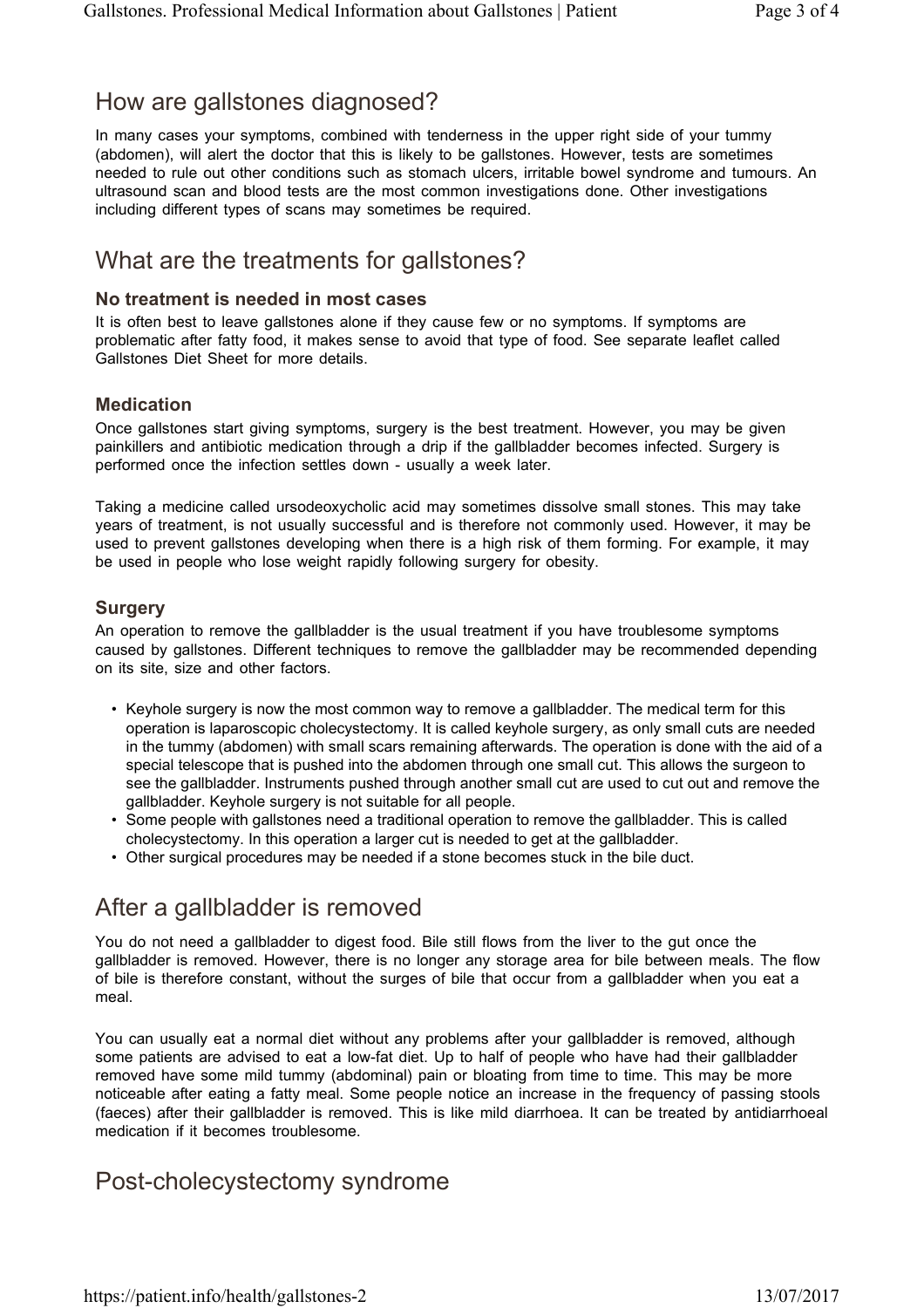## How are gallstones diagnosed?

In many cases your symptoms, combined with tenderness in the upper right side of your tummy (abdomen), will alert the doctor that this is likely to be gallstones. However, tests are sometimes needed to rule out other conditions such as stomach ulcers, irritable bowel syndrome and tumours. An ultrasound scan and blood tests are the most common investigations done. Other investigations including different types of scans may sometimes be required.

## What are the treatments for gallstones?

### No treatment is needed in most cases

It is often best to leave gallstones alone if they cause few or no symptoms. If symptoms are problematic after fatty food, it makes sense to avoid that type of food. See separate leaflet called Gallstones Diet Sheet for more details.

### Medication

Once gallstones start giving symptoms, surgery is the best treatment. However, you may be given painkillers and antibiotic medication through a drip if the gallbladder becomes infected. Surgery is performed once the infection settles down - usually a week later.

Taking a medicine called ursodeoxycholic acid may sometimes dissolve small stones. This may take years of treatment, is not usually successful and is therefore not commonly used. However, it may be used to prevent gallstones developing when there is a high risk of them forming. For example, it may be used in people who lose weight rapidly following surgery for obesity.

### Surgery

An operation to remove the gallbladder is the usual treatment if you have troublesome symptoms caused by gallstones. Different techniques to remove the gallbladder may be recommended depending on its site, size and other factors.

- Keyhole surgery is now the most common way to remove a gallbladder. The medical term for this operation is laparoscopic cholecystectomy. It is called keyhole surgery, as only small cuts are needed in the tummy (abdomen) with small scars remaining afterwards. The operation is done with the aid of a special telescope that is pushed into the abdomen through one small cut. This allows the surgeon to see the gallbladder. Instruments pushed through another small cut are used to cut out and remove the gallbladder. Keyhole surgery is not suitable for all people.
- Some people with gallstones need a traditional operation to remove the gallbladder. This is called cholecystectomy. In this operation a larger cut is needed to get at the gallbladder.
- Other surgical procedures may be needed if a stone becomes stuck in the bile duct.

## After a gallbladder is removed

You do not need a gallbladder to digest food. Bile still flows from the liver to the gut once the gallbladder is removed. However, there is no longer any storage area for bile between meals. The flow of bile is therefore constant, without the surges of bile that occur from a gallbladder when you eat a meal.

You can usually eat a normal diet without any problems after your gallbladder is removed, although some patients are advised to eat a low-fat diet. Up to half of people who have had their gallbladder removed have some mild tummy (abdominal) pain or bloating from time to time. This may be more noticeable after eating a fatty meal. Some people notice an increase in the frequency of passing stools (faeces) after their gallbladder is removed. This is like mild diarrhoea. It can be treated by antidiarrhoeal medication if it becomes troublesome.

## Post-cholecystectomy syndrome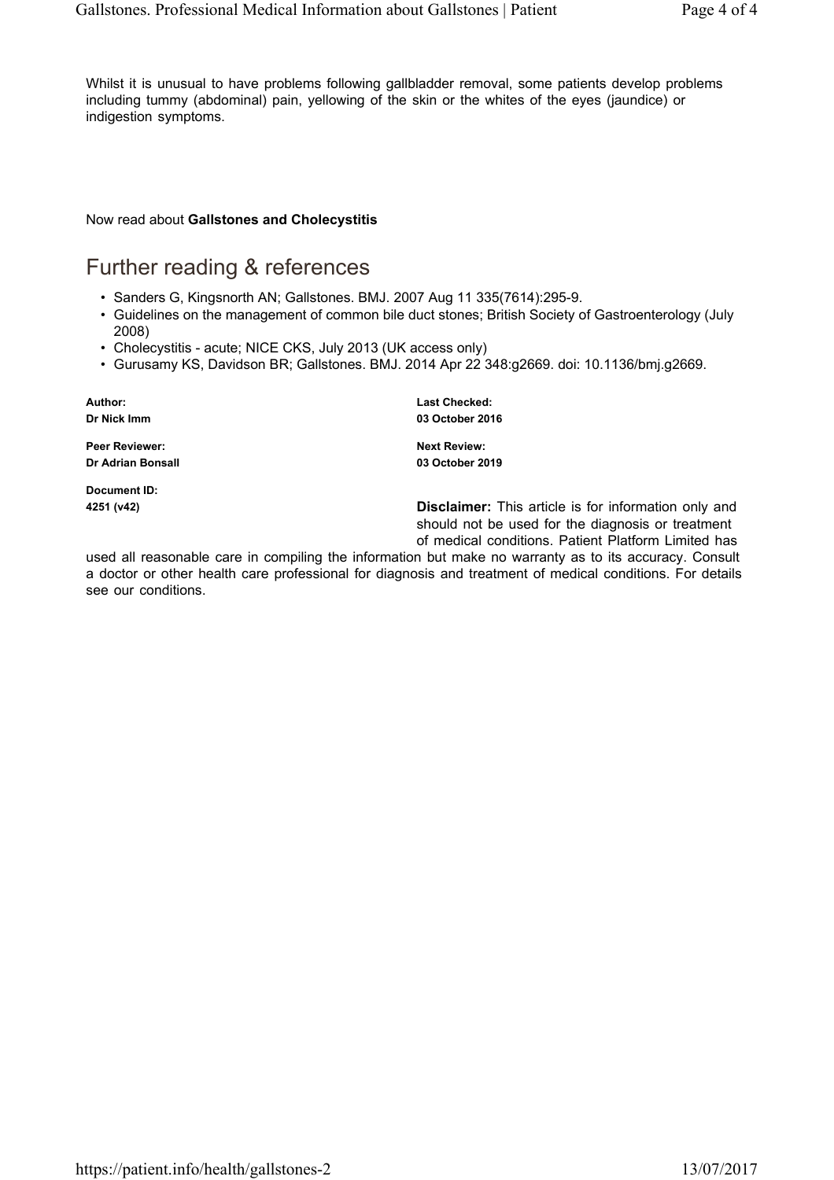Whilst it is unusual to have problems following gallbladder removal, some patients develop problems including tummy (abdominal) pain, yellowing of the skin or the whites of the eyes (jaundice) or indigestion symptoms.

Now read about **Gallstones and Cholecystitis**

## Further reading & references

- Sanders G, Kingsnorth AN; Gallstones. BMJ. 2007 Aug 11 335(7614):295-9.
- Guidelines on the management of common bile duct stones; British Society of Gastroenterology (July 2008)
- Cholecystitis - acute; NICE CKS, July 2013 (UK access only)
- Gurusamy KS, Davidson BR; Gallstones. BMJ. 2014 Apr 22 348:g2669. doi: 10.1136/bmj.g2669.

**Author:**
**Dr Nick Imm**

**Peer Reviewer:**
**Dr Adrian Bonsall**

**Document ID:**
**4251 (v42)**

**Last Checked:**
**03 October 2016**

**Next Review:**
**03 October 2019**

**Disclaimer:** This article is for information only and should not be used for the diagnosis or treatment of medical conditions. Patient Platform Limited has used all reasonable care in compiling the information but make no warranty as to its accuracy. Consult a doctor or other health care professional for diagnosis and treatment of medical conditions. For details see our conditions.